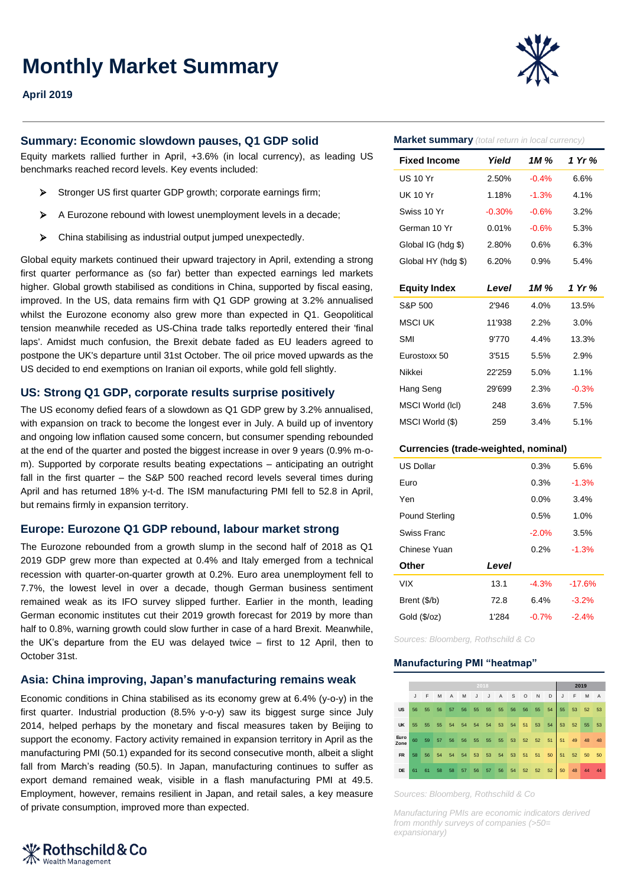# Monthly Market Summary

**April 2019**

## Summary: Economic slowdown pauses, Q1 GDP solid

Equity markets rallied further in April, +3.6% (in local currency), as leading US benchmarks reached record levels. Key events included:

- Stronger US first quarter GDP growth; corporate earnings firm;
- A Eurozone rebound with lowest unemployment levels in a decade;
- China stabilising as industrial output jumped unexpectedly.

Global equity markets continued their upward trajectory in April, extending a strong first quarter performance as (so far) better than expected earnings led markets higher. Global growth stabilised as conditions in China, supported by fiscal easing, improved. In the US, data remains firm with Q1 GDP growing at 3.2% annualised whilst the Eurozone economy also grew more than expected in Q1. Geopolitical tension meanwhile receded as US-China trade talks reportedly entered their 'final laps'. Amidst much confusion, the Brexit debate faded as EU leaders agreed to postpone the UK's departure until 31st October. The oil price moved upwards as the US decided to end exemptions on Iranian oil exports, while gold fell slightly.

## US: Strong Q1 GDP, corporate results surprise positively

The US economy defied fears of a slowdown as Q1 GDP grew by 3.2% annualised, with expansion on track to become the longest ever in July. A build up of inventory and ongoing low inflation caused some concern, but consumer spending rebounded at the end of the quarter and posted the biggest increase in over 9 years (0.9% m-o-m). Supported by corporate results beating expectations – anticipating an outright fall in the first quarter – the S&P 500 reached record levels several times during April and has returned 18% y-t-d. The ISM manufacturing PMI fell to 52.8 in April, but remains firmly in expansion territory.

## Europe: Eurozone Q1 GDP rebound, labour market strong

The Eurozone rebounded from a growth slump in the second half of 2018 as Q1 2019 GDP grew more than expected at 0.4% and Italy emerged from a technical recession with quarter-on-quarter growth at 0.2%. Euro area unemployment fell to 7.7%, the lowest level in over a decade, though German business sentiment remained weak as its IFO survey slipped further. Earlier in the month, leading German economic institutes cut their 2019 growth forecast for 2019 by more than half to 0.8%, warning growth could slow further in case of a hard Brexit. Meanwhile, the UK's departure from the EU was delayed twice – first to 12 April, then to October 31st.

## Asia: China improving, Japan's manufacturing remains weak

Economic conditions in China stabilised as its economy grew at 6.4% (y-o-y) in the first quarter. Industrial production (8.5% y-o-y) saw its biggest surge since July 2014, helped perhaps by the monetary and fiscal measures taken by Beijing to support the economy. Factory activity remained in expansion territory in April as the manufacturing PMI (50.1) expanded for its second consecutive month, albeit a slight fall from March's reading (50.5). In Japan, manufacturing continues to suffer as export demand remained weak, visible in a flash manufacturing PMI at 49.5. Employment, however, remains resilient in Japan, and retail sales, a key measure of private consumption, improved more than expected.

### Market summary *(total return in local currency)*

| Fixed Income | *Yield* | *1M %* | *1 Yr %* |
|---|---|---|---|
| US 10 Yr | 2.50% | -0.4% | 6.6% |
| UK 10 Yr | 1.18% | -1.3% | 4.1% |
| Swiss 10 Yr | -0.30% | -0.6% | 3.2% |
| German 10 Yr | 0.01% | -0.6% | 5.3% |
| Global IG (hdg $) | 2.80% | 0.6% | 6.3% |
| Global HY (hdg $) | 6.20% | 0.9% | 5.4% |
| **Equity Index** | ***Level*** | ***1M %*** | ***1 Yr %*** |
| S&P 500 | 2'946 | 4.0% | 13.5% |
| MSCI UK | 11'938 | 2.2% | 3.0% |
| SMI | 9'770 | 4.4% | 13.3% |
| Eurostoxx 50 | 3'515 | 5.5% | 2.9% |
| Nikkei | 22'259 | 5.0% | 1.1% |
| Hang Seng | 29'699 | 2.3% | -0.3% |
| MSCI World (lcl) | 248 | 3.6% | 7.5% |
| MSCI World ($) | 259 | 3.4% | 5.1% |
| **Currencies (trade-weighted, nominal)** | | | |
| US Dollar | | 0.3% | 5.6% |
| Euro | | 0.3% | -1.3% |
| Yen | | 0.0% | 3.4% |
| Pound Sterling | | 0.5% | 1.0% |
| Swiss Franc | | -2.0% | 3.5% |
| Chinese Yuan | | 0.2% | -1.3% |
| **Other** | ***Level*** | | |
| VIX | 13.1 | -4.3% | -17.6% |
| Brent ($/b) | 72.8 | 6.4% | -3.2% |
| Gold ($/oz) | 1'284 | -0.7% | -2.4% |

*Sources: Bloomberg, Rothschild & Co*

### Manufacturing PMI "heatmap"

| | 2018 | | | | | | | | | | | | 2019 | | | |
|---|---|---|---|---|---|---|---|---|---|---|---|---|---|---|---|---|
| | J | F | M | A | M | J | J | A | S | O | N | D | J | F | M | A |
| US | 56 | 55 | 56 | 57 | 56 | 55 | 55 | 55 | 56 | 56 | 55 | 54 | 55 | 53 | 52 | 53 |
| UK | 55 | 55 | 55 | 54 | 54 | 54 | 54 | 53 | 54 | 51 | 53 | 54 | 53 | 52 | 55 | 53 |
| Euro Zone | 60 | 59 | 57 | 56 | 56 | 55 | 55 | 55 | 53 | 52 | 52 | 51 | 51 | 49 | 48 | 48 |
| FR | 58 | 56 | 54 | 54 | 54 | 53 | 53 | 54 | 53 | 51 | 51 | 50 | 51 | 52 | 50 | 50 |
| DE | 61 | 61 | 58 | 58 | 57 | 56 | 57 | 56 | 54 | 52 | 52 | 52 | 50 | 48 | 44 | 44 |

*Sources: Bloomberg, Rothschild & Co*

*Manufacturing PMIs are economic indicators derived from monthly surveys of companies (>50= expansionary)*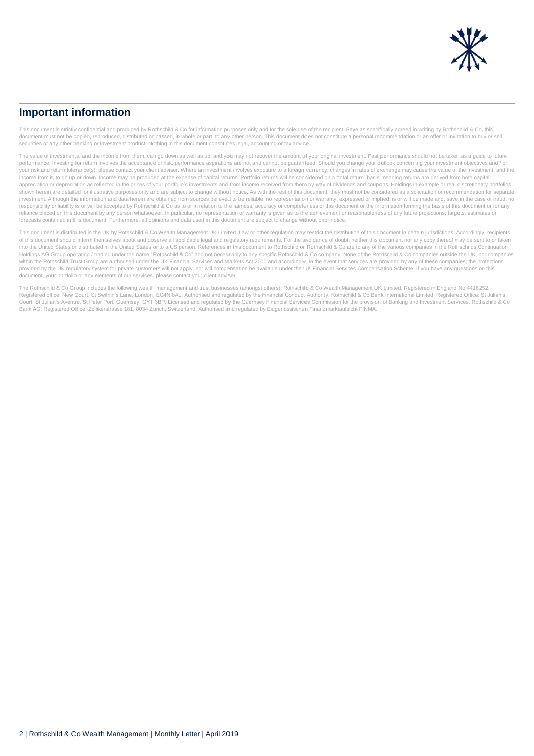## Important information

This document is strictly confidential and produced by Rothschild & Co for information purposes only and for the sole use of the recipient. Save as specifically agreed in writing by Rothschild & Co, this document must not be copied, reproduced, distributed or passed, in whole or part, to any other person. This document does not constitute a personal recommendation or an offer or invitation to buy or sell securities or any other banking or investment product. Nothing in this document constitutes legal, accounting or tax advice.

The value of investments, and the income from them, can go down as well as up, and you may not recover the amount of your original investment. Past performance should not be taken as a guide to future performance. Investing for return involves the acceptance of risk: performance aspirations are not and cannot be guaranteed. Should you change your outlook concerning your investment objectives and / or your risk and return tolerance(s), please contact your client adviser. Where an investment involves exposure to a foreign currency, changes in rates of exchange may cause the value of the investment, and the income from it, to go up or down. Income may be produced at the expense of capital returns. Portfolio returns will be considered on a "total return" basis meaning returns are derived from both capital appreciation or depreciation as reflected in the prices of your portfolio's investments and from income received from them by way of dividends and coupons. Holdings in example or real discretionary portfolios shown herein are detailed for illustrative purposes only and are subject to change without notice. As with the rest of this document, they must not be considered as a solicitation or recommendation for separate investment. Although the information and data herein are obtained from sources believed to be reliable, no representation or warranty, expressed or implied, is or will be made and, save in the case of fraud, no responsibility or liability is or will be accepted by Rothschild & Co as to or in relation to the fairness, accuracy or completeness of this document or the information forming the basis of this document or for any reliance placed on this document by any person whatsoever. In particular, no representation or warranty is given as to the achievement or reasonableness of any future projections, targets, estimates or forecasts contained in this document. Furthermore, all opinions and data used in this document are subject to change without prior notice.

This document is distributed in the UK by Rothschild & Co Wealth Management UK Limited. Law or other regulation may restrict the distribution of this document in certain jurisdictions. Accordingly, recipients of this document should inform themselves about and observe all applicable legal and regulatory requirements. For the avoidance of doubt, neither this document nor any copy thereof may be sent to or taken into the United States or distributed in the United States or to a US person. References in this document to Rothschild or Rothschild & Co are to any of the various companies in the Rothschilds Continuation Holdings AG Group operating / trading under the name "Rothschild & Co" and not necessarily to any specific Rothschild & Co company. None of the Rothschild & Co companies outside the UK, nor companies within the Rothschild Trust Group are authorised under the UK Financial Services and Markets Act 2000 and accordingly, in the event that services are provided by any of these companies, the protections provided by the UK regulatory system for private customers will not apply, nor will compensation be available under the UK Financial Services Compensation Scheme. If you have any questions on this document, your portfolio or any elements of our services, please contact your client adviser.

The Rothschild & Co Group includes the following wealth management and trust businesses (amongst others): Rothschild & Co Wealth Management UK Limited. Registered in England No 4416252. Registered office: New Court, St Swithin's Lane, London, EC4N 8AL. Authorised and regulated by the Financial Conduct Authority. Rothschild & Co Bank International Limited. Registered Office: St Julian's Court, St Julian's Avenue, St Peter Port, Guernsey, GY1 3BP. Licensed and regulated by the Guernsey Financial Services Commission for the provision of Banking and Investment Services. Rothschild & Co Bank AG. Registered Office: Zollikerstrasse 181, 8034 Zurich, Switzerland. Authorised and regulated by Eidgenössischen Finanzmarktaufsicht FINMA.